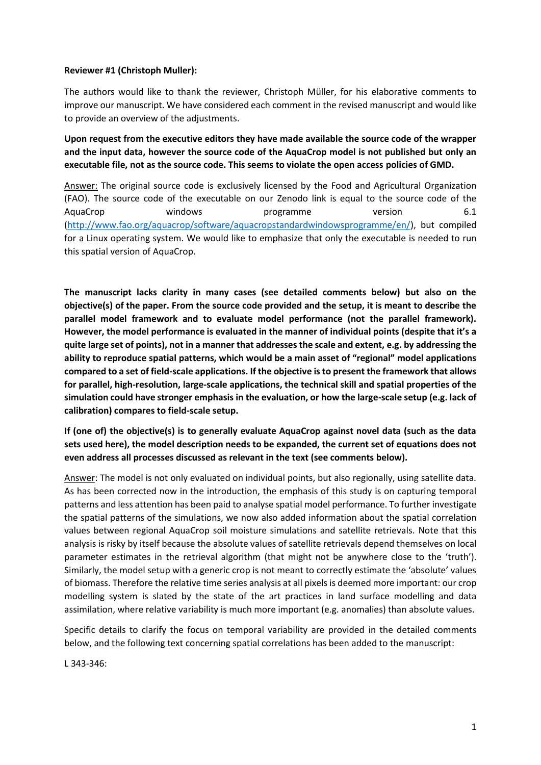**Reviewer #1 (Christoph Muller):**

The authors would like to thank the reviewer, Christoph Müller, for his elaborative comments to improve our manuscript. We have considered each comment in the revised manuscript and would like to provide an overview of the adjustments.

**Upon request from the executive editors they have made available the source code of the wrapper and the input data, however the source code of the AquaCrop model is not published but only an executable file, not as the source code. This seems to violate the open access policies of GMD.**

<u>Answer:</u> The original source code is exclusively licensed by the Food and Agricultural Organization (FAO). The source code of the executable on our Zenodo link is equal to the source code of the AquaCrop windows programme version 6.1 (http://www.fao.org/aquacrop/software/aquacropstandardwindowsprogramme/en/), but compiled for a Linux operating system. We would like to emphasize that only the executable is needed to run this spatial version of AquaCrop.

**The manuscript lacks clarity in many cases (see detailed comments below) but also on the objective(s) of the paper. From the source code provided and the setup, it is meant to describe the parallel model framework and to evaluate model performance (not the parallel framework). However, the model performance is evaluated in the manner of individual points (despite that it's a quite large set of points), not in a manner that addresses the scale and extent, e.g. by addressing the ability to reproduce spatial patterns, which would be a main asset of "regional" model applications compared to a set of field-scale applications. If the objective is to present the framework that allows for parallel, high-resolution, large-scale applications, the technical skill and spatial properties of the simulation could have stronger emphasis in the evaluation, or how the large-scale setup (e.g. lack of calibration) compares to field-scale setup.**

**If (one of) the objective(s) is to generally evaluate AquaCrop against novel data (such as the data sets used here), the model description needs to be expanded, the current set of equations does not even address all processes discussed as relevant in the text (see comments below).**

<u>Answer</u>: The model is not only evaluated on individual points, but also regionally, using satellite data. As has been corrected now in the introduction, the emphasis of this study is on capturing temporal patterns and less attention has been paid to analyse spatial model performance. To further investigate the spatial patterns of the simulations, we now also added information about the spatial correlation values between regional AquaCrop soil moisture simulations and satellite retrievals. Note that this analysis is risky by itself because the absolute values of satellite retrievals depend themselves on local parameter estimates in the retrieval algorithm (that might not be anywhere close to the 'truth'). Similarly, the model setup with a generic crop is not meant to correctly estimate the 'absolute' values of biomass. Therefore the relative time series analysis at all pixels is deemed more important: our crop modelling system is slated by the state of the art practices in land surface modelling and data assimilation, where relative variability is much more important (e.g. anomalies) than absolute values.

Specific details to clarify the focus on temporal variability are provided in the detailed comments below, and the following text concerning spatial correlations has been added to the manuscript:

L 343-346: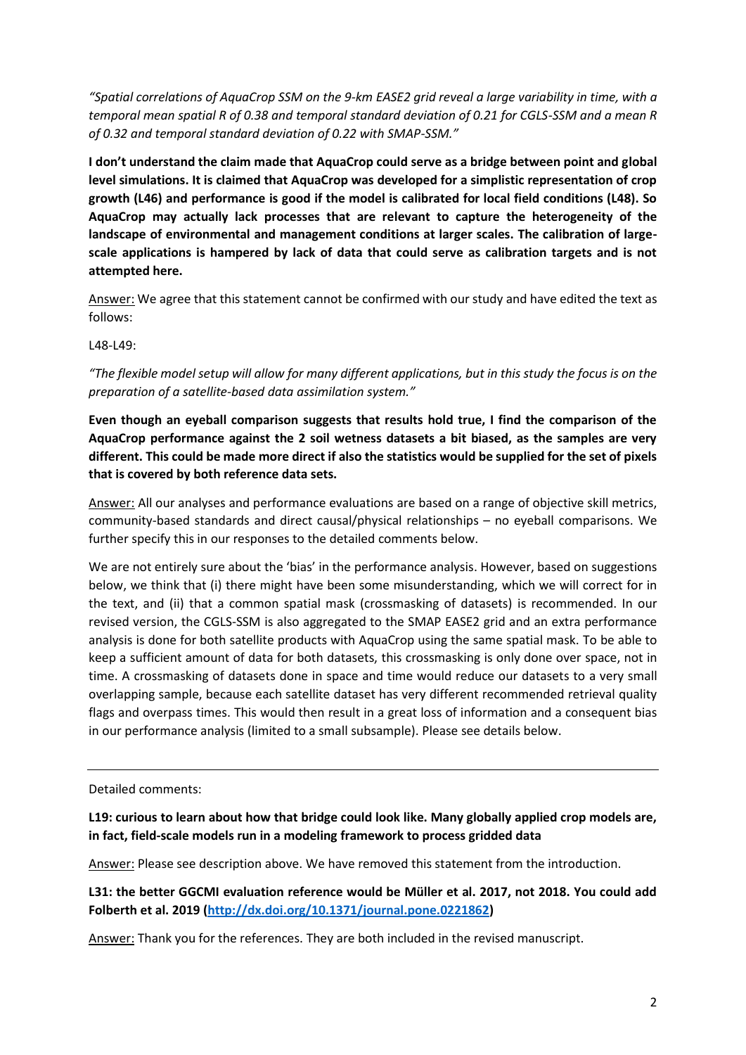*"Spatial correlations of AquaCrop SSM on the 9-km EASE2 grid reveal a large variability in time, with a temporal mean spatial R of 0.38 and temporal standard deviation of 0.21 for CGLS-SSM and a mean R of 0.32 and temporal standard deviation of 0.22 with SMAP-SSM."*

**I don't understand the claim made that AquaCrop could serve as a bridge between point and global level simulations. It is claimed that AquaCrop was developed for a simplistic representation of crop growth (L46) and performance is good if the model is calibrated for local field conditions (L48). So AquaCrop may actually lack processes that are relevant to capture the heterogeneity of the landscape of environmental and management conditions at larger scales. The calibration of large-scale applications is hampered by lack of data that could serve as calibration targets and is not attempted here.**

Answer: We agree that this statement cannot be confirmed with our study and have edited the text as follows:

L48-L49:

*"The flexible model setup will allow for many different applications, but in this study the focus is on the preparation of a satellite-based data assimilation system."*

**Even though an eyeball comparison suggests that results hold true, I find the comparison of the AquaCrop performance against the 2 soil wetness datasets a bit biased, as the samples are very different. This could be made more direct if also the statistics would be supplied for the set of pixels that is covered by both reference data sets.**

Answer: All our analyses and performance evaluations are based on a range of objective skill metrics, community-based standards and direct causal/physical relationships – no eyeball comparisons. We further specify this in our responses to the detailed comments below.

We are not entirely sure about the 'bias' in the performance analysis. However, based on suggestions below, we think that (i) there might have been some misunderstanding, which we will correct for in the text, and (ii) that a common spatial mask (crossmasking of datasets) is recommended. In our revised version, the CGLS-SSM is also aggregated to the SMAP EASE2 grid and an extra performance analysis is done for both satellite products with AquaCrop using the same spatial mask. To be able to keep a sufficient amount of data for both datasets, this crossmasking is only done over space, not in time. A crossmasking of datasets done in space and time would reduce our datasets to a very small overlapping sample, because each satellite dataset has very different recommended retrieval quality flags and overpass times. This would then result in a great loss of information and a consequent bias in our performance analysis (limited to a small subsample). Please see details below.

---

Detailed comments:

**L19: curious to learn about how that bridge could look like. Many globally applied crop models are, in fact, field-scale models run in a modeling framework to process gridded data**

Answer: Please see description above. We have removed this statement from the introduction.

**L31: the better GGCMI evaluation reference would be Müller et al. 2017, not 2018. You could add Folberth et al. 2019 (http://dx.doi.org/10.1371/journal.pone.0221862)**

Answer: Thank you for the references. They are both included in the revised manuscript.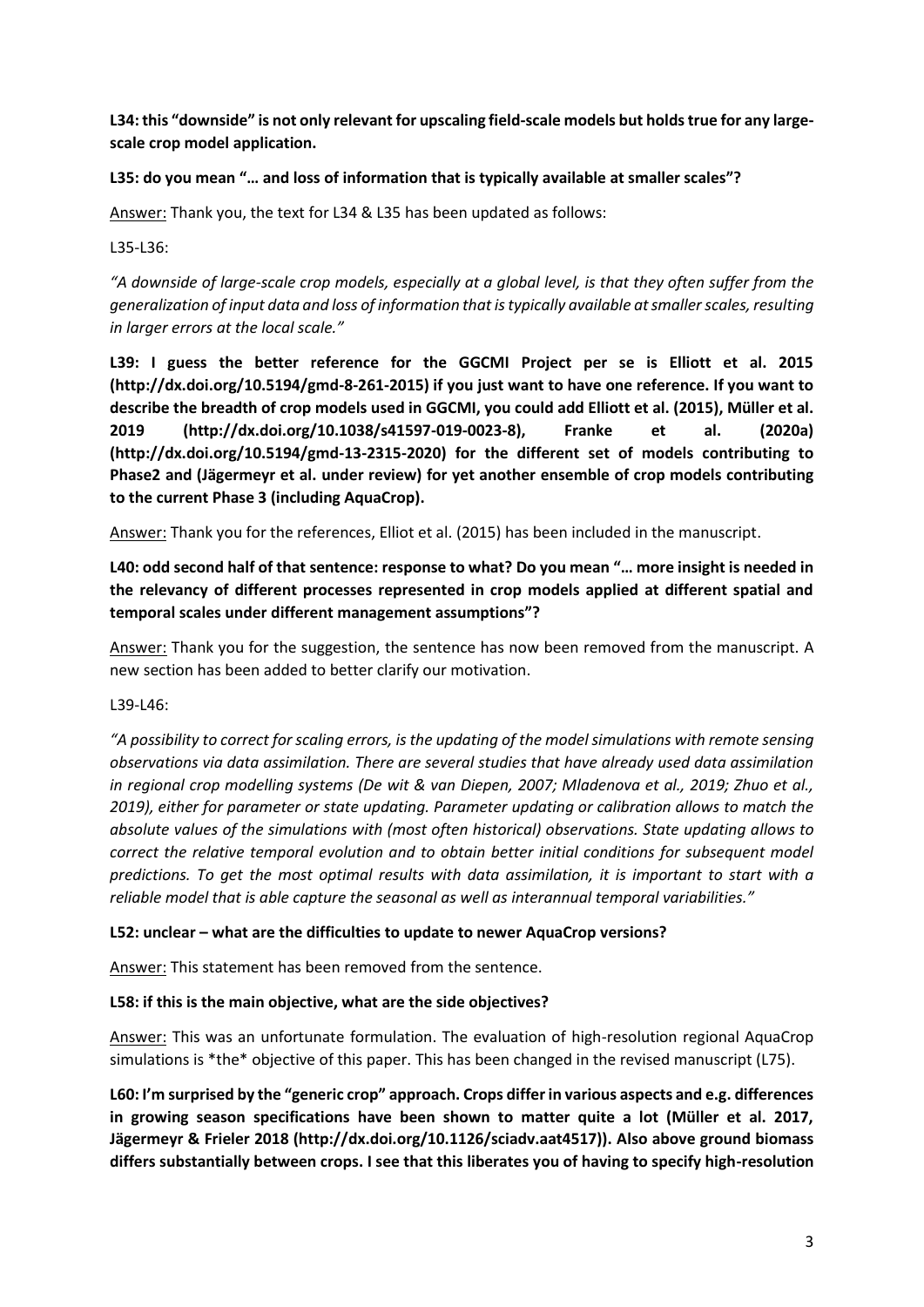**L34: this "downside" is not only relevant for upscaling field-scale models but holds true for any large-scale crop model application.**

**L35: do you mean "… and loss of information that is typically available at smaller scales"?**

Answer: Thank you, the text for L34 & L35 has been updated as follows:

L35-L36:

*"A downside of large-scale crop models, especially at a global level, is that they often suffer from the generalization of input data and loss of information that is typically available at smaller scales, resulting in larger errors at the local scale."*

**L39: I guess the better reference for the GGCMI Project per se is Elliott et al. 2015 (http://dx.doi.org/10.5194/gmd-8-261-2015) if you just want to have one reference. If you want to describe the breadth of crop models used in GGCMI, you could add Elliott et al. (2015), Müller et al. 2019 (http://dx.doi.org/10.1038/s41597-019-0023-8), Franke et al. (2020a) (http://dx.doi.org/10.5194/gmd-13-2315-2020) for the different set of models contributing to Phase2 and (Jägermeyr et al. under review) for yet another ensemble of crop models contributing to the current Phase 3 (including AquaCrop).**

Answer: Thank you for the references, Elliot et al. (2015) has been included in the manuscript.

**L40: odd second half of that sentence: response to what? Do you mean "… more insight is needed in the relevancy of different processes represented in crop models applied at different spatial and temporal scales under different management assumptions"?**

Answer: Thank you for the suggestion, the sentence has now been removed from the manuscript. A new section has been added to better clarify our motivation.

L39-L46:

*"A possibility to correct for scaling errors, is the updating of the model simulations with remote sensing observations via data assimilation. There are several studies that have already used data assimilation in regional crop modelling systems (De wit & van Diepen, 2007; Mladenova et al., 2019; Zhuo et al., 2019), either for parameter or state updating. Parameter updating or calibration allows to match the absolute values of the simulations with (most often historical) observations. State updating allows to correct the relative temporal evolution and to obtain better initial conditions for subsequent model predictions. To get the most optimal results with data assimilation, it is important to start with a reliable model that is able capture the seasonal as well as interannual temporal variabilities."*

**L52: unclear – what are the difficulties to update to newer AquaCrop versions?**

Answer: This statement has been removed from the sentence.

**L58: if this is the main objective, what are the side objectives?**

Answer: This was an unfortunate formulation. The evaluation of high-resolution regional AquaCrop simulations is \*the\* objective of this paper. This has been changed in the revised manuscript (L75).

**L60: I'm surprised by the "generic crop" approach. Crops differ in various aspects and e.g. differences in growing season specifications have been shown to matter quite a lot (Müller et al. 2017, Jägermeyr & Frieler 2018 (http://dx.doi.org/10.1126/sciadv.aat4517)). Also above ground biomass differs substantially between crops. I see that this liberates you of having to specify high-resolution**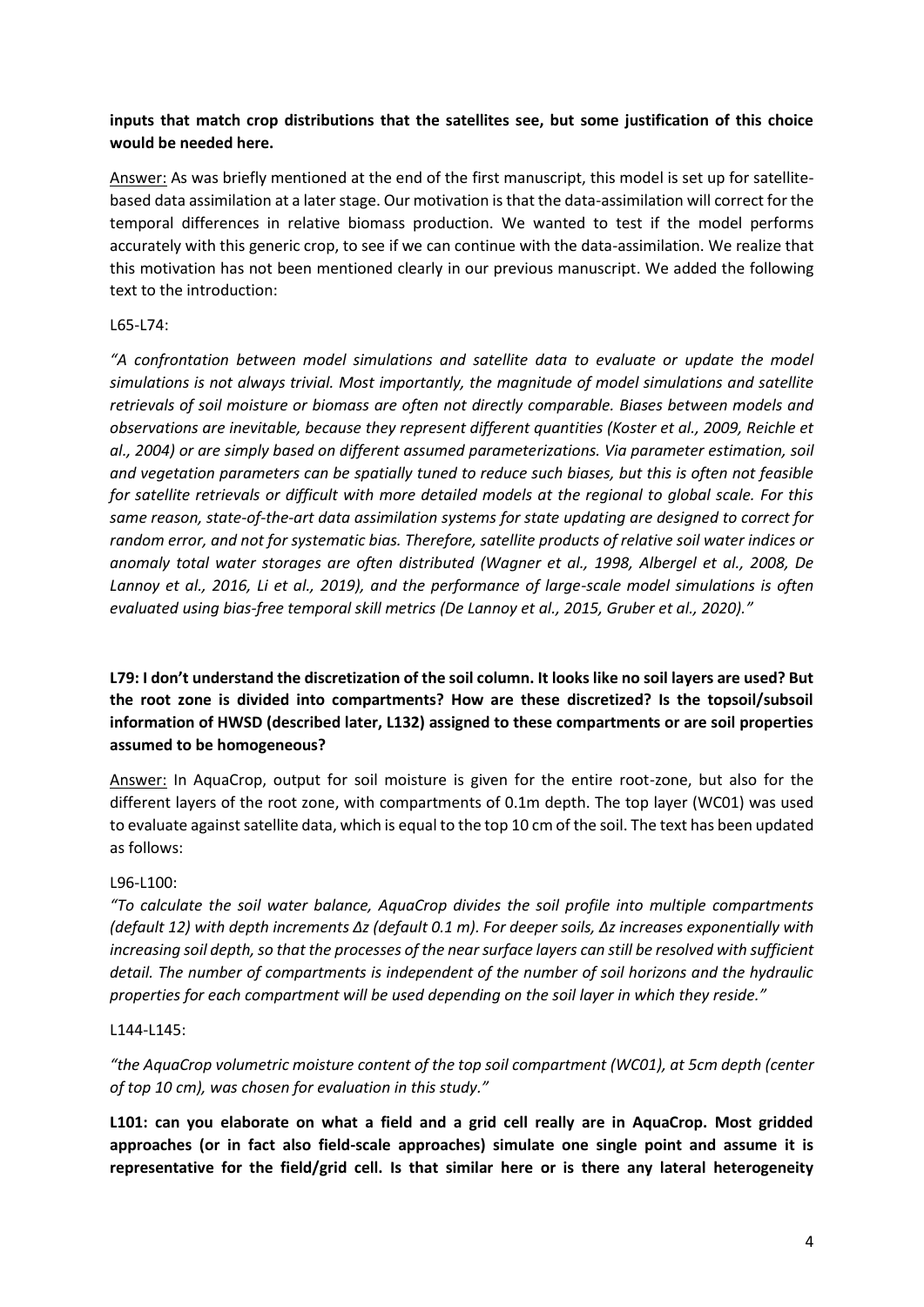**inputs that match crop distributions that the satellites see, but some justification of this choice would be needed here.**

Answer: As was briefly mentioned at the end of the first manuscript, this model is set up for satellite-based data assimilation at a later stage. Our motivation is that the data-assimilation will correct for the temporal differences in relative biomass production. We wanted to test if the model performs accurately with this generic crop, to see if we can continue with the data-assimilation. We realize that this motivation has not been mentioned clearly in our previous manuscript. We added the following text to the introduction:

L65-L74:

*"A confrontation between model simulations and satellite data to evaluate or update the model simulations is not always trivial. Most importantly, the magnitude of model simulations and satellite retrievals of soil moisture or biomass are often not directly comparable. Biases between models and observations are inevitable, because they represent different quantities (Koster et al., 2009, Reichle et al., 2004) or are simply based on different assumed parameterizations. Via parameter estimation, soil and vegetation parameters can be spatially tuned to reduce such biases, but this is often not feasible for satellite retrievals or difficult with more detailed models at the regional to global scale. For this same reason, state-of-the-art data assimilation systems for state updating are designed to correct for random error, and not for systematic bias. Therefore, satellite products of relative soil water indices or anomaly total water storages are often distributed (Wagner et al., 1998, Albergel et al., 2008, De Lannoy et al., 2016, Li et al., 2019), and the performance of large-scale model simulations is often evaluated using bias-free temporal skill metrics (De Lannoy et al., 2015, Gruber et al., 2020)."*

**L79: I don't understand the discretization of the soil column. It looks like no soil layers are used? But the root zone is divided into compartments? How are these discretized? Is the topsoil/subsoil information of HWSD (described later, L132) assigned to these compartments or are soil properties assumed to be homogeneous?**

Answer: In AquaCrop, output for soil moisture is given for the entire root-zone, but also for the different layers of the root zone, with compartments of 0.1m depth. The top layer (WC01) was used to evaluate against satellite data, which is equal to the top 10 cm of the soil. The text has been updated as follows:

L96-L100:

*"To calculate the soil water balance, AquaCrop divides the soil profile into multiple compartments (default 12) with depth increments $\Delta z$ (default 0.1 m). For deeper soils, $\Delta z$ increases exponentially with increasing soil depth, so that the processes of the near surface layers can still be resolved with sufficient detail. The number of compartments is independent of the number of soil horizons and the hydraulic properties for each compartment will be used depending on the soil layer in which they reside."*

L144-L145:

*"the AquaCrop volumetric moisture content of the top soil compartment (WC01), at 5cm depth (center of top 10 cm), was chosen for evaluation in this study."*

**L101: can you elaborate on what a field and a grid cell really are in AquaCrop. Most gridded approaches (or in fact also field-scale approaches) simulate one single point and assume it is representative for the field/grid cell. Is that similar here or is there any lateral heterogeneity**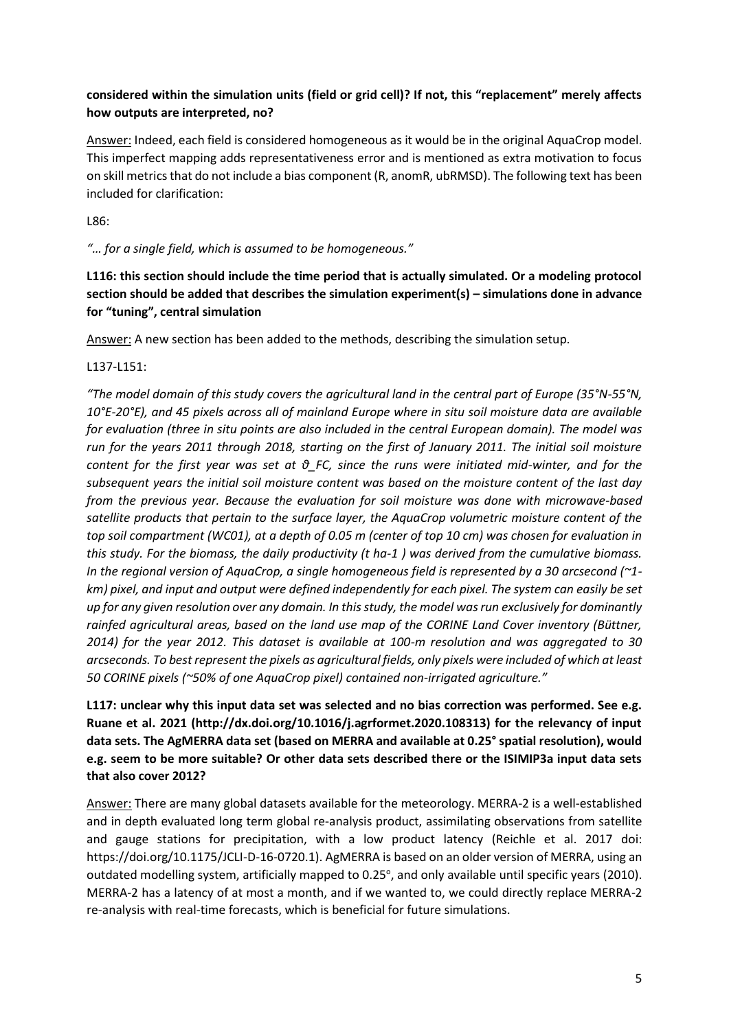**considered within the simulation units (field or grid cell)? If not, this "replacement" merely affects how outputs are interpreted, no?**

Answer: Indeed, each field is considered homogeneous as it would be in the original AquaCrop model. This imperfect mapping adds representativeness error and is mentioned as extra motivation to focus on skill metrics that do not include a bias component (R, anomR, ubRMSD). The following text has been included for clarification:

L86:

*"… for a single field, which is assumed to be homogeneous."*

**L116: this section should include the time period that is actually simulated. Or a modeling protocol section should be added that describes the simulation experiment(s) – simulations done in advance for "tuning", central simulation**

Answer: A new section has been added to the methods, describing the simulation setup.

L137-L151:

*"The model domain of this study covers the agricultural land in the central part of Europe (35°N-55°N, 10°E-20°E), and 45 pixels across all of mainland Europe where in situ soil moisture data are available for evaluation (three in situ points are also included in the central European domain). The model was run for the years 2011 through 2018, starting on the first of January 2011. The initial soil moisture content for the first year was set at $\vartheta$_FC, since the runs were initiated mid-winter, and for the subsequent years the initial soil moisture content was based on the moisture content of the last day from the previous year. Because the evaluation for soil moisture was done with microwave-based satellite products that pertain to the surface layer, the AquaCrop volumetric moisture content of the top soil compartment (WC01), at a depth of 0.05 m (center of top 10 cm) was chosen for evaluation in this study. For the biomass, the daily productivity (t ha-1 ) was derived from the cumulative biomass. In the regional version of AquaCrop, a single homogeneous field is represented by a 30 arcsecond (~1-km) pixel, and input and output were defined independently for each pixel. The system can easily be set up for any given resolution over any domain. In this study, the model was run exclusively for dominantly rainfed agricultural areas, based on the land use map of the CORINE Land Cover inventory (Büttner, 2014) for the year 2012. This dataset is available at 100-m resolution and was aggregated to 30 arcseconds. To best represent the pixels as agricultural fields, only pixels were included of which at least 50 CORINE pixels (~50% of one AquaCrop pixel) contained non-irrigated agriculture."*

**L117: unclear why this input data set was selected and no bias correction was performed. See e.g. Ruane et al. 2021 (http://dx.doi.org/10.1016/j.agrformet.2020.108313) for the relevancy of input data sets. The AgMERRA data set (based on MERRA and available at 0.25° spatial resolution), would e.g. seem to be more suitable? Or other data sets described there or the ISIMIP3a input data sets that also cover 2012?**

Answer: There are many global datasets available for the meteorology. MERRA-2 is a well-established and in depth evaluated long term global re-analysis product, assimilating observations from satellite and gauge stations for precipitation, with a low product latency (Reichle et al. 2017 doi: https://doi.org/10.1175/JCLI-D-16-0720.1). AgMERRA is based on an older version of MERRA, using an outdated modelling system, artificially mapped to 0.25°, and only available until specific years (2010). MERRA-2 has a latency of at most a month, and if we wanted to, we could directly replace MERRA-2 re-analysis with real-time forecasts, which is beneficial for future simulations.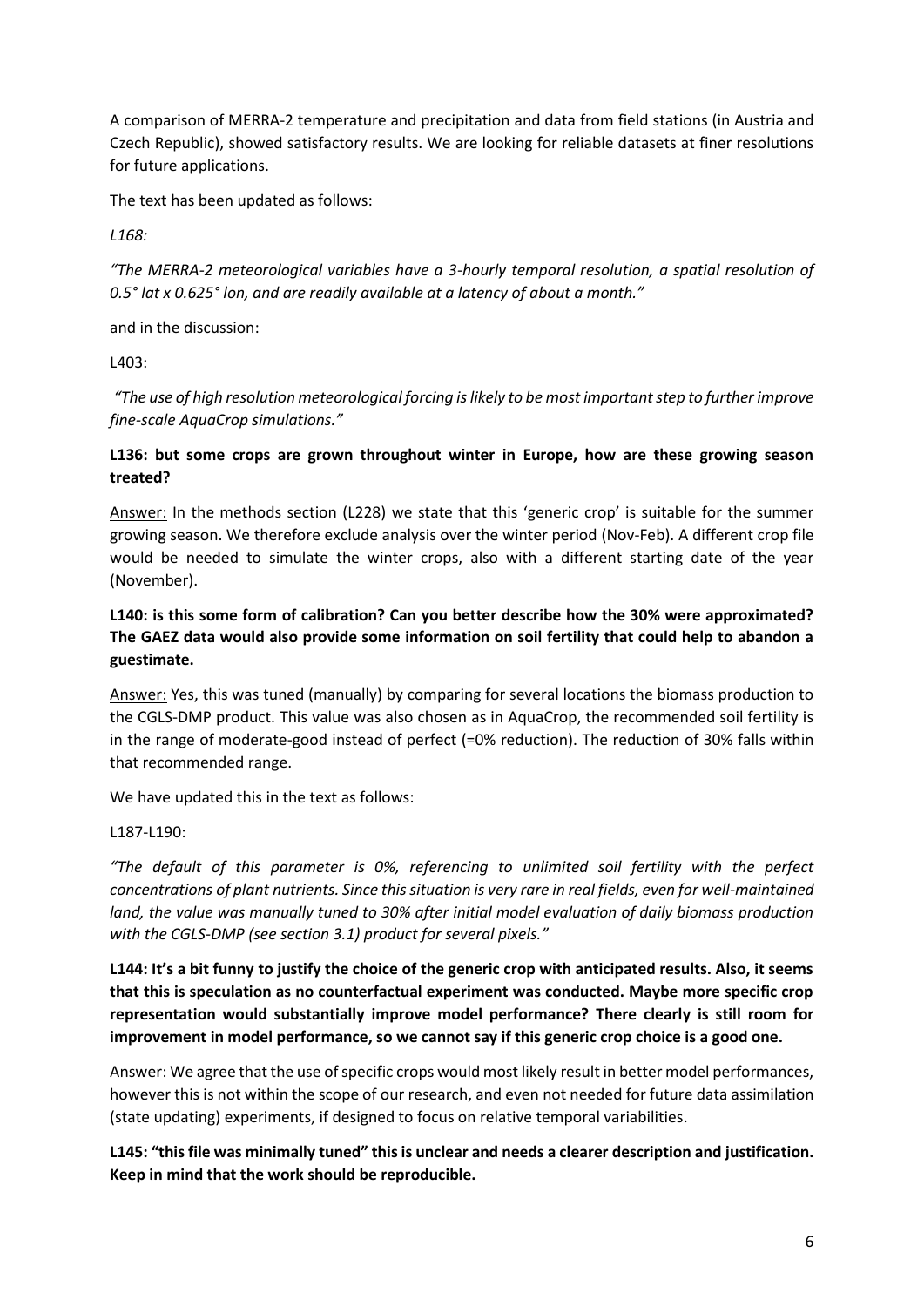A comparison of MERRA-2 temperature and precipitation and data from field stations (in Austria and Czech Republic), showed satisfactory results. We are looking for reliable datasets at finer resolutions for future applications.

The text has been updated as follows:

*L168:*

*"The MERRA-2 meteorological variables have a 3-hourly temporal resolution, a spatial resolution of 0.5° lat x 0.625° lon, and are readily available at a latency of about a month."*

and in the discussion:

L403:

*"The use of high resolution meteorological forcing is likely to be most important step to further improve fine-scale AquaCrop simulations."*

**L136: but some crops are grown throughout winter in Europe, how are these growing season treated?**

Answer: In the methods section (L228) we state that this 'generic crop' is suitable for the summer growing season. We therefore exclude analysis over the winter period (Nov-Feb). A different crop file would be needed to simulate the winter crops, also with a different starting date of the year (November).

**L140: is this some form of calibration? Can you better describe how the 30% were approximated? The GAEZ data would also provide some information on soil fertility that could help to abandon a guestimate.**

Answer: Yes, this was tuned (manually) by comparing for several locations the biomass production to the CGLS-DMP product. This value was also chosen as in AquaCrop, the recommended soil fertility is in the range of moderate-good instead of perfect (=0% reduction). The reduction of 30% falls within that recommended range.

We have updated this in the text as follows:

L187-L190:

*"The default of this parameter is 0%, referencing to unlimited soil fertility with the perfect concentrations of plant nutrients. Since this situation is very rare in real fields, even for well-maintained land, the value was manually tuned to 30% after initial model evaluation of daily biomass production with the CGLS-DMP (see section 3.1) product for several pixels."*

**L144: It's a bit funny to justify the choice of the generic crop with anticipated results. Also, it seems that this is speculation as no counterfactual experiment was conducted. Maybe more specific crop representation would substantially improve model performance? There clearly is still room for improvement in model performance, so we cannot say if this generic crop choice is a good one.**

Answer: We agree that the use of specific crops would most likely result in better model performances, however this is not within the scope of our research, and even not needed for future data assimilation (state updating) experiments, if designed to focus on relative temporal variabilities.

**L145: "this file was minimally tuned" this is unclear and needs a clearer description and justification. Keep in mind that the work should be reproducible.**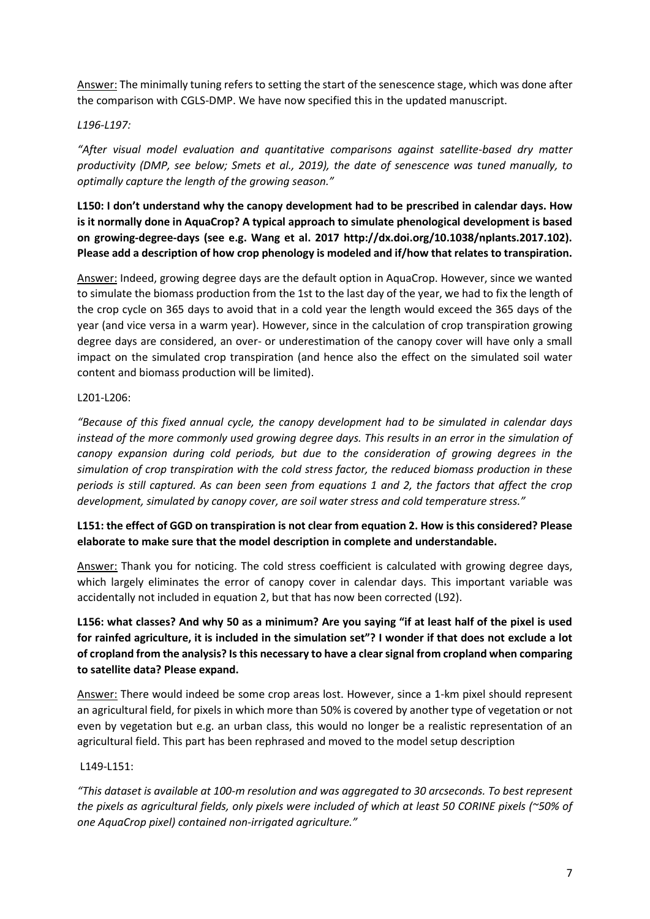<u>Answer:</u> The minimally tuning refers to setting the start of the senescence stage, which was done after the comparison with CGLS-DMP. We have now specified this in the updated manuscript.

*L196-L197:*

*"After visual model evaluation and quantitative comparisons against satellite-based dry matter productivity (DMP, see below; Smets et al., 2019), the date of senescence was tuned manually, to optimally capture the length of the growing season."*

**L150: I don't understand why the canopy development had to be prescribed in calendar days. How is it normally done in AquaCrop? A typical approach to simulate phenological development is based on growing-degree-days (see e.g. Wang et al. 2017 http://dx.doi.org/10.1038/nplants.2017.102). Please add a description of how crop phenology is modeled and if/how that relates to transpiration.**

<u>Answer:</u> Indeed, growing degree days are the default option in AquaCrop. However, since we wanted to simulate the biomass production from the 1st to the last day of the year, we had to fix the length of the crop cycle on 365 days to avoid that in a cold year the length would exceed the 365 days of the year (and vice versa in a warm year). However, since in the calculation of crop transpiration growing degree days are considered, an over- or underestimation of the canopy cover will have only a small impact on the simulated crop transpiration (and hence also the effect on the simulated soil water content and biomass production will be limited).

L201-L206:

*"Because of this fixed annual cycle, the canopy development had to be simulated in calendar days instead of the more commonly used growing degree days. This results in an error in the simulation of canopy expansion during cold periods, but due to the consideration of growing degrees in the simulation of crop transpiration with the cold stress factor, the reduced biomass production in these periods is still captured. As can been seen from equations 1 and 2, the factors that affect the crop development, simulated by canopy cover, are soil water stress and cold temperature stress."*

**L151: the effect of GGD on transpiration is not clear from equation 2. How is this considered? Please elaborate to make sure that the model description in complete and understandable.**

<u>Answer:</u> Thank you for noticing. The cold stress coefficient is calculated with growing degree days, which largely eliminates the error of canopy cover in calendar days. This important variable was accidentally not included in equation 2, but that has now been corrected (L92).

**L156: what classes? And why 50 as a minimum? Are you saying "if at least half of the pixel is used for rainfed agriculture, it is included in the simulation set"? I wonder if that does not exclude a lot of cropland from the analysis? Is this necessary to have a clear signal from cropland when comparing to satellite data? Please expand.**

<u>Answer:</u> There would indeed be some crop areas lost. However, since a 1-km pixel should represent an agricultural field, for pixels in which more than 50% is covered by another type of vegetation or not even by vegetation but e.g. an urban class, this would no longer be a realistic representation of an agricultural field. This part has been rephrased and moved to the model setup description

L149-L151:

*"This dataset is available at 100-m resolution and was aggregated to 30 arcseconds. To best represent the pixels as agricultural fields, only pixels were included of which at least 50 CORINE pixels (~50% of one AquaCrop pixel) contained non-irrigated agriculture."*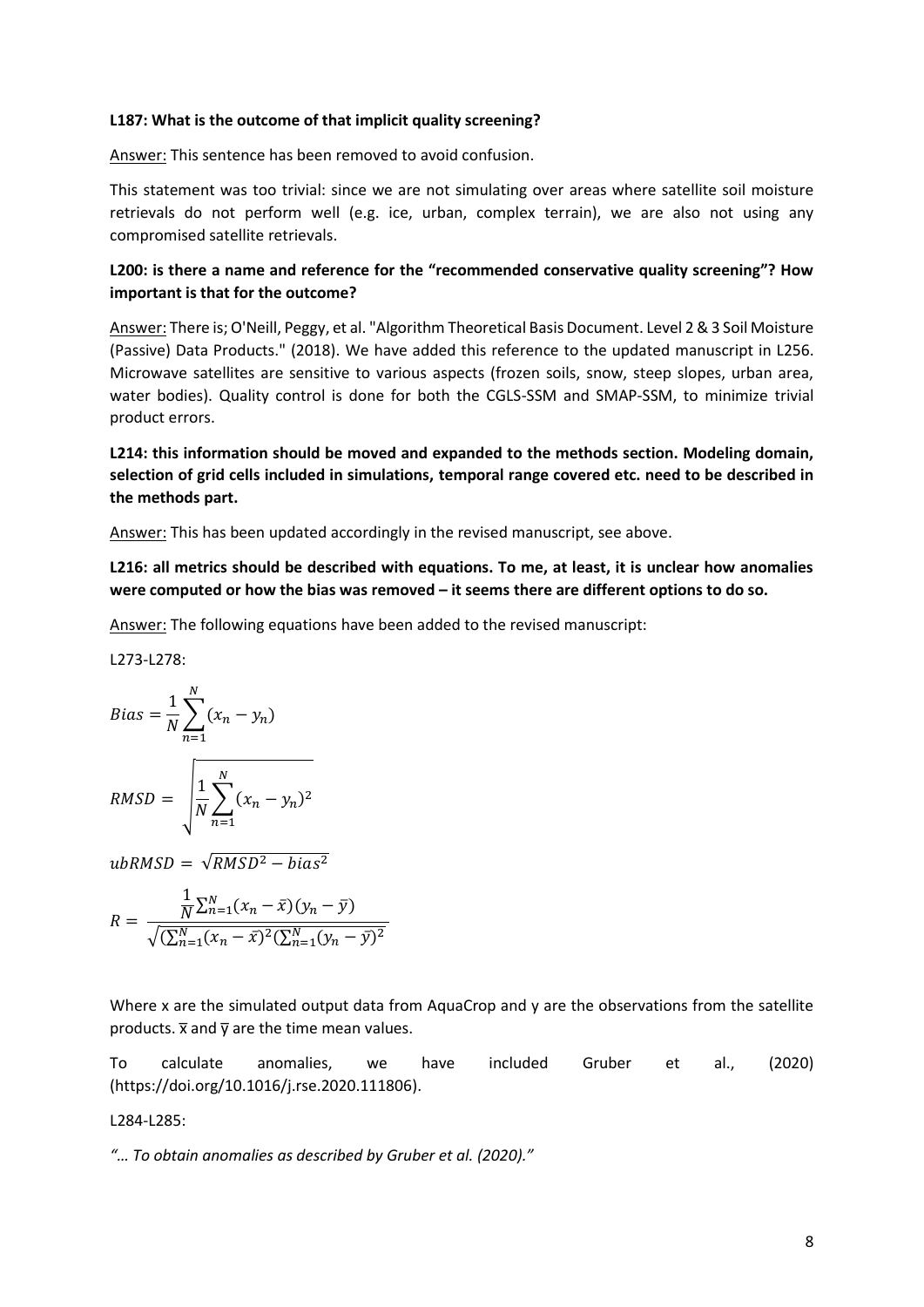**L187: What is the outcome of that implicit quality screening?**

Answer: This sentence has been removed to avoid confusion.

This statement was too trivial: since we are not simulating over areas where satellite soil moisture retrievals do not perform well (e.g. ice, urban, complex terrain), we are also not using any compromised satellite retrievals.

**L200: is there a name and reference for the "recommended conservative quality screening"? How important is that for the outcome?**

Answer: There is; O'Neill, Peggy, et al. "Algorithm Theoretical Basis Document. Level 2 & 3 Soil Moisture (Passive) Data Products." (2018). We have added this reference to the updated manuscript in L256. Microwave satellites are sensitive to various aspects (frozen soils, snow, steep slopes, urban area, water bodies). Quality control is done for both the CGLS-SSM and SMAP-SSM, to minimize trivial product errors.

**L214: this information should be moved and expanded to the methods section. Modeling domain, selection of grid cells included in simulations, temporal range covered etc. need to be described in the methods part.**

Answer: This has been updated accordingly in the revised manuscript, see above.

**L216: all metrics should be described with equations. To me, at least, it is unclear how anomalies were computed or how the bias was removed – it seems there are different options to do so.**

Answer: The following equations have been added to the revised manuscript:

L273-L278:

$$Bias = \frac{1}{N}\sum_{n=1}^{N}(x_n - y_n)$$

$$RMSD = \sqrt{\frac{1}{N}\sum_{n=1}^{N}(x_n - y_n)^2}$$

$$ubRMSD = \sqrt{RMSD^2 - bias^2}$$

$$R = \frac{\frac{1}{N}\sum_{n=1}^{N}(x_n - \bar{x})(y_n - \bar{y})}{\sqrt{(\sum_{n=1}^{N}(x_n - \bar{x})^2(\sum_{n=1}^{N}(y_n - \bar{y})^2}}$$

Where x are the simulated output data from AquaCrop and y are the observations from the satellite products. $\bar{x}$ and $\bar{y}$ are the time mean values.

To calculate anomalies, we have included Gruber et al., (2020) (https://doi.org/10.1016/j.rse.2020.111806).

L284-L285:

*"... To obtain anomalies as described by Gruber et al. (2020)."*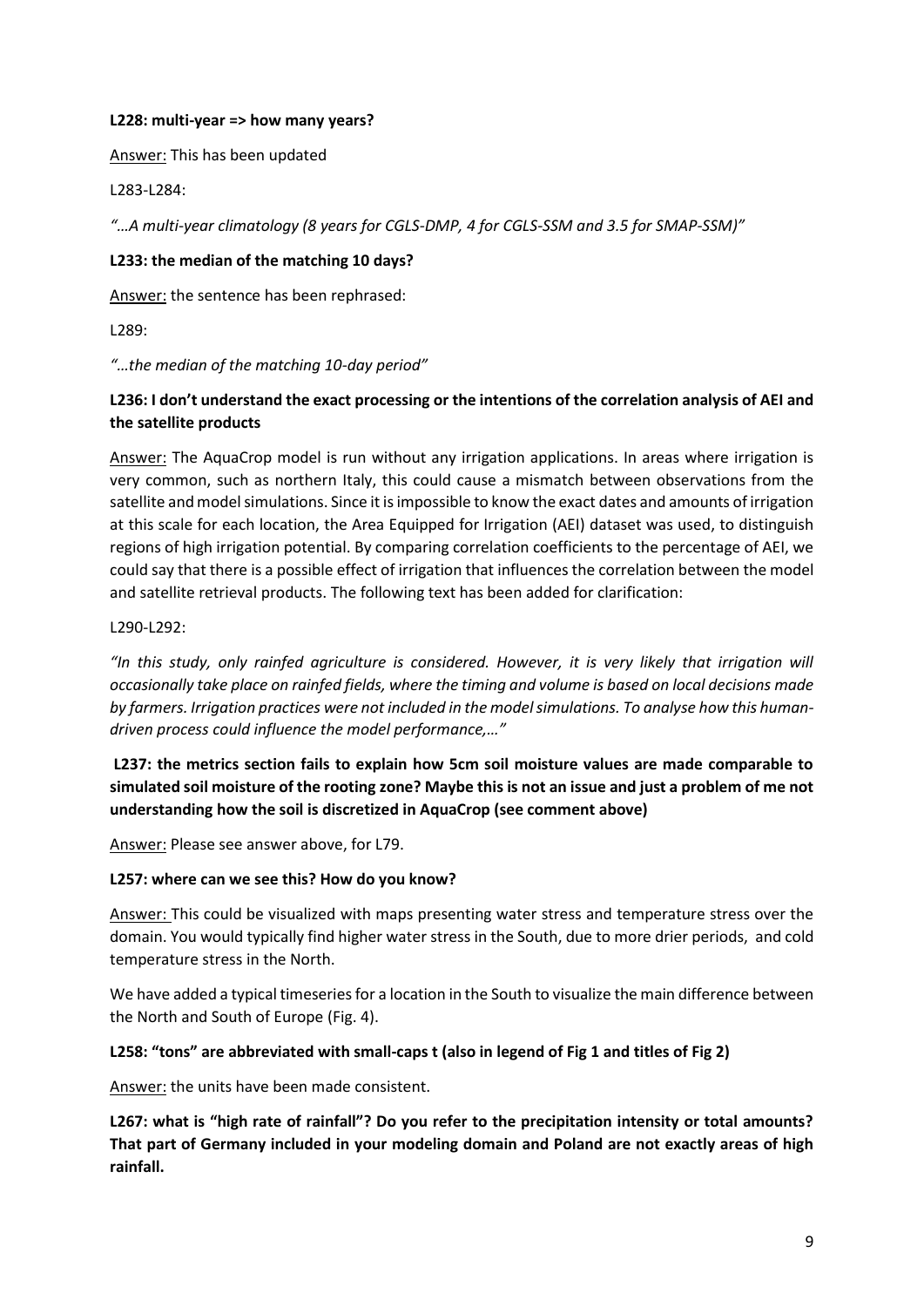**L228: multi-year => how many years?**

Answer: This has been updated

L283-L284:

*"…A multi-year climatology (8 years for CGLS-DMP, 4 for CGLS-SSM and 3.5 for SMAP-SSM)"*

**L233: the median of the matching 10 days?**

Answer: the sentence has been rephrased:

L289:

*"…the median of the matching 10-day period"*

**L236: I don't understand the exact processing or the intentions of the correlation analysis of AEI and the satellite products**

Answer: The AquaCrop model is run without any irrigation applications. In areas where irrigation is very common, such as northern Italy, this could cause a mismatch between observations from the satellite and model simulations. Since it is impossible to know the exact dates and amounts of irrigation at this scale for each location, the Area Equipped for Irrigation (AEI) dataset was used, to distinguish regions of high irrigation potential. By comparing correlation coefficients to the percentage of AEI, we could say that there is a possible effect of irrigation that influences the correlation between the model and satellite retrieval products. The following text has been added for clarification:

L290-L292:

*"In this study, only rainfed agriculture is considered. However, it is very likely that irrigation will occasionally take place on rainfed fields, where the timing and volume is based on local decisions made by farmers. Irrigation practices were not included in the model simulations. To analyse how this human-driven process could influence the model performance,…"*

**L237: the metrics section fails to explain how 5cm soil moisture values are made comparable to simulated soil moisture of the rooting zone? Maybe this is not an issue and just a problem of me not understanding how the soil is discretized in AquaCrop (see comment above)**

Answer: Please see answer above, for L79.

**L257: where can we see this? How do you know?**

Answer: This could be visualized with maps presenting water stress and temperature stress over the domain. You would typically find higher water stress in the South, due to more drier periods, and cold temperature stress in the North.

We have added a typical timeseries for a location in the South to visualize the main difference between the North and South of Europe (Fig. 4).

**L258: "tons" are abbreviated with small-caps t (also in legend of Fig 1 and titles of Fig 2)**

Answer: the units have been made consistent.

**L267: what is "high rate of rainfall"? Do you refer to the precipitation intensity or total amounts? That part of Germany included in your modeling domain and Poland are not exactly areas of high rainfall.**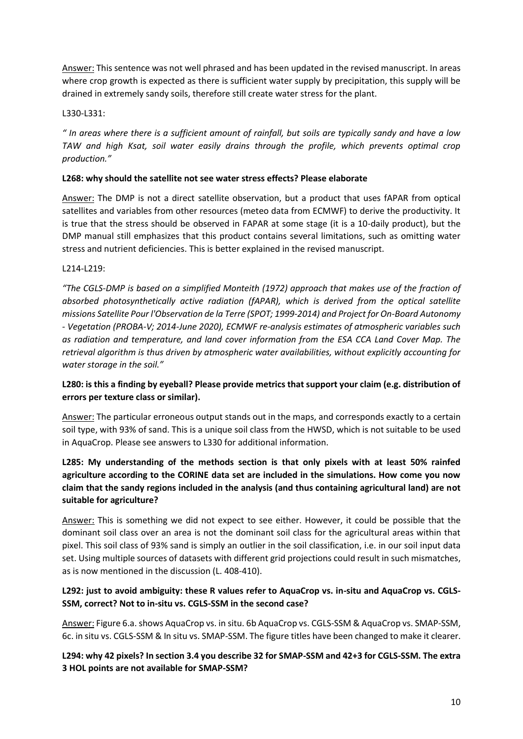Answer: This sentence was not well phrased and has been updated in the revised manuscript. In areas where crop growth is expected as there is sufficient water supply by precipitation, this supply will be drained in extremely sandy soils, therefore still create water stress for the plant.

L330-L331:

*" In areas where there is a sufficient amount of rainfall, but soils are typically sandy and have a low TAW and high Ksat, soil water easily drains through the profile, which prevents optimal crop production."*

**L268: why should the satellite not see water stress effects? Please elaborate**

Answer: The DMP is not a direct satellite observation, but a product that uses fAPAR from optical satellites and variables from other resources (meteo data from ECMWF) to derive the productivity. It is true that the stress should be observed in FAPAR at some stage (it is a 10-daily product), but the DMP manual still emphasizes that this product contains several limitations, such as omitting water stress and nutrient deficiencies. This is better explained in the revised manuscript.

L214-L219:

*"The CGLS-DMP is based on a simplified Monteith (1972) approach that makes use of the fraction of absorbed photosynthetically active radiation (fAPAR), which is derived from the optical satellite missions Satellite Pour l'Observation de la Terre (SPOT; 1999-2014) and Project for On-Board Autonomy - Vegetation (PROBA-V; 2014-June 2020), ECMWF re-analysis estimates of atmospheric variables such as radiation and temperature, and land cover information from the ESA CCA Land Cover Map. The retrieval algorithm is thus driven by atmospheric water availabilities, without explicitly accounting for water storage in the soil."*

**L280: is this a finding by eyeball? Please provide metrics that support your claim (e.g. distribution of errors per texture class or similar).**

Answer: The particular erroneous output stands out in the maps, and corresponds exactly to a certain soil type, with 93% of sand. This is a unique soil class from the HWSD, which is not suitable to be used in AquaCrop. Please see answers to L330 for additional information.

**L285: My understanding of the methods section is that only pixels with at least 50% rainfed agriculture according to the CORINE data set are included in the simulations. How come you now claim that the sandy regions included in the analysis (and thus containing agricultural land) are not suitable for agriculture?**

Answer: This is something we did not expect to see either. However, it could be possible that the dominant soil class over an area is not the dominant soil class for the agricultural areas within that pixel. This soil class of 93% sand is simply an outlier in the soil classification, i.e. in our soil input data set. Using multiple sources of datasets with different grid projections could result in such mismatches, as is now mentioned in the discussion (L. 408-410).

**L292: just to avoid ambiguity: these R values refer to AquaCrop vs. in-situ and AquaCrop vs. CGLS-SSM, correct? Not to in-situ vs. CGLS-SSM in the second case?**

Answer: Figure 6.a. shows AquaCrop vs. in situ. 6b AquaCrop vs. CGLS-SSM & AquaCrop vs. SMAP-SSM, 6c. in situ vs. CGLS-SSM & In situ vs. SMAP-SSM. The figure titles have been changed to make it clearer.

**L294: why 42 pixels? In section 3.4 you describe 32 for SMAP-SSM and 42+3 for CGLS-SSM. The extra 3 HOL points are not available for SMAP-SSM?**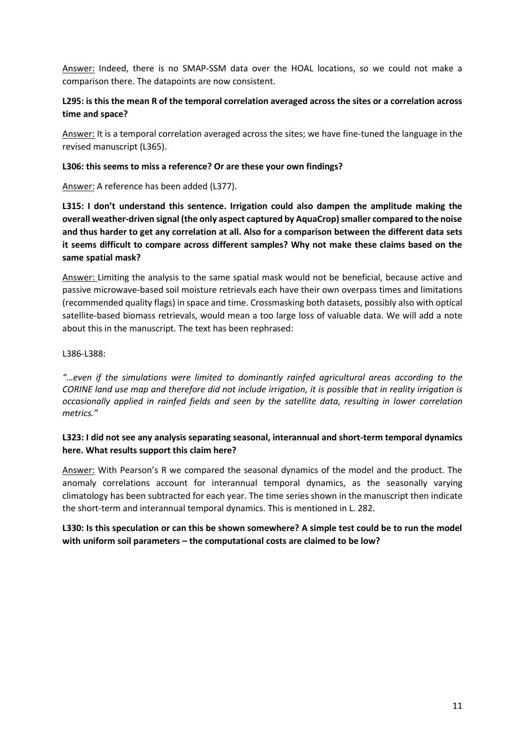<u>Answer:</u> Indeed, there is no SMAP-SSM data over the HOAL locations, so we could not make a comparison there. The datapoints are now consistent.

**L295: is this the mean R of the temporal correlation averaged across the sites or a correlation across time and space?**

<u>Answer:</u> It is a temporal correlation averaged across the sites; we have fine-tuned the language in the revised manuscript (L365).

**L306: this seems to miss a reference? Or are these your own findings?**

<u>Answer:</u> A reference has been added (L377).

**L315: I don't understand this sentence. Irrigation could also dampen the amplitude making the overall weather-driven signal (the only aspect captured by AquaCrop) smaller compared to the noise and thus harder to get any correlation at all. Also for a comparison between the different data sets it seems difficult to compare across different samples? Why not make these claims based on the same spatial mask?**

<u>Answer:</u> Limiting the analysis to the same spatial mask would not be beneficial, because active and passive microwave-based soil moisture retrievals each have their own overpass times and limitations (recommended quality flags) in space and time. Crossmasking both datasets, possibly also with optical satellite-based biomass retrievals, would mean a too large loss of valuable data. We will add a note about this in the manuscript. The text has been rephrased:

L386-L388:

*"…even if the simulations were limited to dominantly rainfed agricultural areas according to the CORINE land use map and therefore did not include irrigation, it is possible that in reality irrigation is occasionally applied in rainfed fields and seen by the satellite data, resulting in lower correlation metrics."*

**L323: I did not see any analysis separating seasonal, interannual and short-term temporal dynamics here. What results support this claim here?**

<u>Answer:</u> With Pearson's R we compared the seasonal dynamics of the model and the product. The anomaly correlations account for interannual temporal dynamics, as the seasonally varying climatology has been subtracted for each year. The time series shown in the manuscript then indicate the short-term and interannual temporal dynamics. This is mentioned in L. 282.

**L330: Is this speculation or can this be shown somewhere? A simple test could be to run the model with uniform soil parameters – the computational costs are claimed to be low?**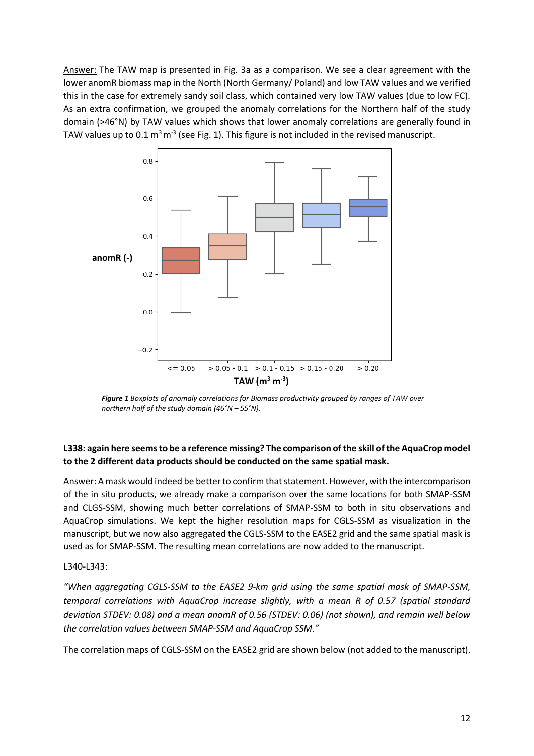Answer: The TAW map is presented in Fig. 3a as a comparison. We see a clear agreement with the lower anomR biomass map in the North (North Germany/ Poland) and low TAW values and we verified this in the case for extremely sandy soil class, which contained very low TAW values (due to low FC). As an extra confirmation, we grouped the anomaly correlations for the Northern half of the study domain (>46°N) by TAW values which shows that lower anomaly correlations are generally found in TAW values up to 0.1 $m^3 m^{-3}$ (see Fig. 1). This figure is not included in the revised manuscript.

anomR (-)

0.8
0.6
0.4
0.2
0.0
−0.2

<= 0.05
> 0.05 - 0.1
> 0.1 - 0.15
> 0.15 - 0.20
> 0.20

TAW ($m^3 m^{-3}$)

***Figure 1*** *Boxplots of anomaly correlations for Biomass productivity grouped by ranges of TAW over northern half of the study domain (46°N – 55°N).*

**L338: again here seems to be a reference missing? The comparison of the skill of the AquaCrop model to the 2 different data products should be conducted on the same spatial mask.**

Answer: A mask would indeed be better to confirm that statement. However, with the intercomparison of the in situ products, we already make a comparison over the same locations for both SMAP-SSM and CLGS-SSM, showing much better correlations of SMAP-SSM to both in situ observations and AquaCrop simulations. We kept the higher resolution maps for CGLS-SSM as visualization in the manuscript, but we now also aggregated the CGLS-SSM to the EASE2 grid and the same spatial mask is used as for SMAP-SSM. The resulting mean correlations are now added to the manuscript.

L340-L343:

*"When aggregating CGLS-SSM to the EASE2 9-km grid using the same spatial mask of SMAP-SSM, temporal correlations with AquaCrop increase slightly, with a mean R of 0.57 (spatial standard deviation STDEV: 0.08) and a mean anomR of 0.56 (STDEV: 0.06) (not shown), and remain well below the correlation values between SMAP-SSM and AquaCrop SSM."*

The correlation maps of CGLS-SSM on the EASE2 grid are shown below (not added to the manuscript).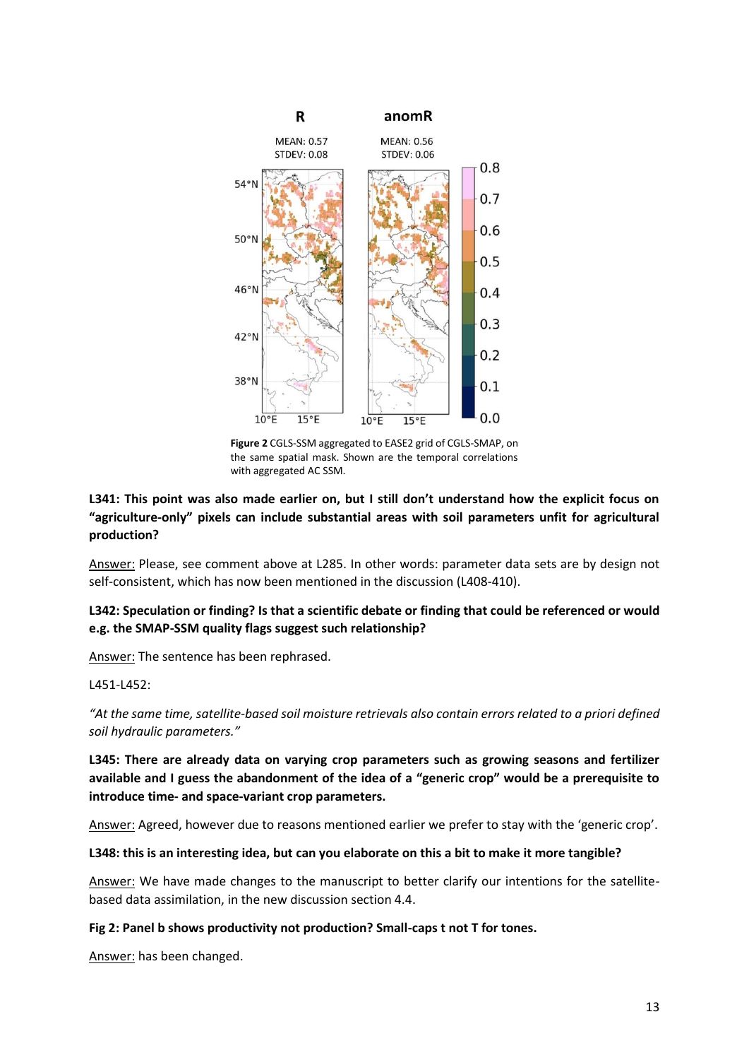R

MEAN: 0.57
STDEV: 0.08

anomR

MEAN: 0.56
STDEV: 0.06

54°N
50°N
46°N
42°N
38°N

10°E 15°E
10°E 15°E

0.8
0.7
0.6
0.5
0.4
0.3
0.2
0.1
0.0

**Figure 2** CGLS-SSM aggregated to EASE2 grid of CGLS-SMAP, on the same spatial mask. Shown are the temporal correlations with aggregated AC SSM.

**L341: This point was also made earlier on, but I still don't understand how the explicit focus on "agriculture-only" pixels can include substantial areas with soil parameters unfit for agricultural production?**

<u>Answer:</u> Please, see comment above at L285. In other words: parameter data sets are by design not self-consistent, which has now been mentioned in the discussion (L408-410).

**L342: Speculation or finding? Is that a scientific debate or finding that could be referenced or would e.g. the SMAP-SSM quality flags suggest such relationship?**

<u>Answer:</u> The sentence has been rephrased.

L451-L452:

*"At the same time, satellite-based soil moisture retrievals also contain errors related to a priori defined soil hydraulic parameters."*

**L345: There are already data on varying crop parameters such as growing seasons and fertilizer available and I guess the abandonment of the idea of a "generic crop" would be a prerequisite to introduce time- and space-variant crop parameters.**

<u>Answer:</u> Agreed, however due to reasons mentioned earlier we prefer to stay with the 'generic crop'.

**L348: this is an interesting idea, but can you elaborate on this a bit to make it more tangible?**

<u>Answer:</u> We have made changes to the manuscript to better clarify our intentions for the satellite-based data assimilation, in the new discussion section 4.4.

**Fig 2: Panel b shows productivity not production? Small-caps t not T for tones.**

<u>Answer:</u> has been changed.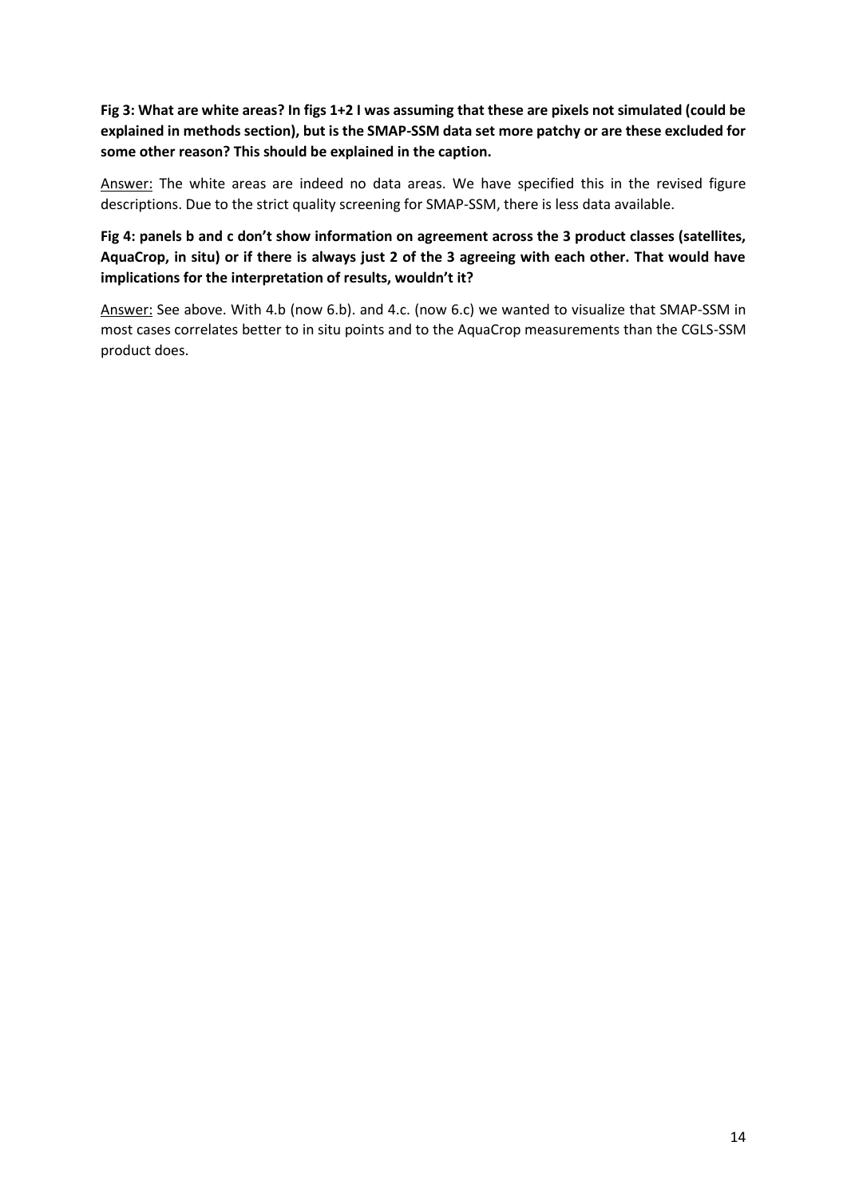**Fig 3: What are white areas? In figs 1+2 I was assuming that these are pixels not simulated (could be explained in methods section), but is the SMAP-SSM data set more patchy or are these excluded for some other reason? This should be explained in the caption.**

Answer: The white areas are indeed no data areas. We have specified this in the revised figure descriptions. Due to the strict quality screening for SMAP-SSM, there is less data available.

**Fig 4: panels b and c don't show information on agreement across the 3 product classes (satellites, AquaCrop, in situ) or if there is always just 2 of the 3 agreeing with each other. That would have implications for the interpretation of results, wouldn't it?**

Answer: See above. With 4.b (now 6.b). and 4.c. (now 6.c) we wanted to visualize that SMAP-SSM in most cases correlates better to in situ points and to the AquaCrop measurements than the CGLS-SSM product does.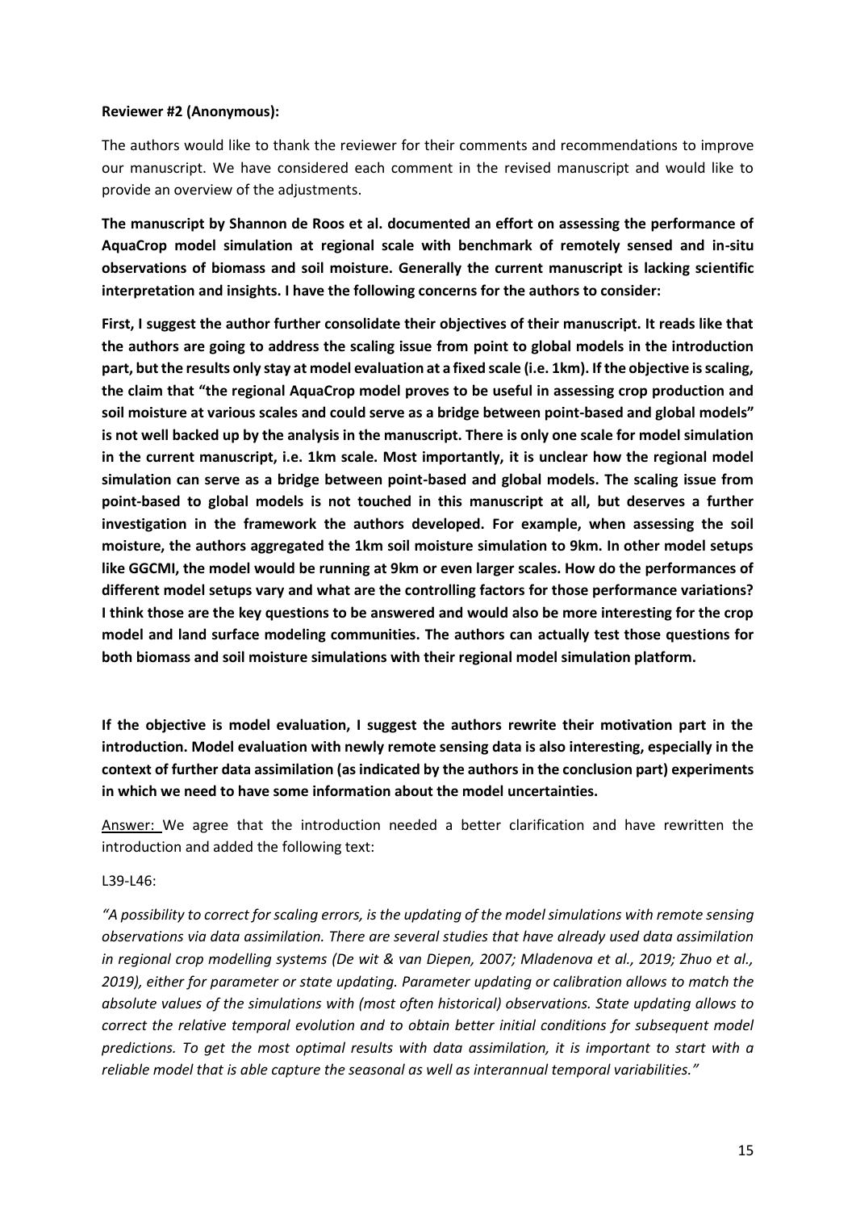**Reviewer #2 (Anonymous):**

The authors would like to thank the reviewer for their comments and recommendations to improve our manuscript. We have considered each comment in the revised manuscript and would like to provide an overview of the adjustments.

**The manuscript by Shannon de Roos et al. documented an effort on assessing the performance of AquaCrop model simulation at regional scale with benchmark of remotely sensed and in-situ observations of biomass and soil moisture. Generally the current manuscript is lacking scientific interpretation and insights. I have the following concerns for the authors to consider:**

**First, I suggest the author further consolidate their objectives of their manuscript. It reads like that the authors are going to address the scaling issue from point to global models in the introduction part, but the results only stay at model evaluation at a fixed scale (i.e. 1km). If the objective is scaling, the claim that "the regional AquaCrop model proves to be useful in assessing crop production and soil moisture at various scales and could serve as a bridge between point-based and global models" is not well backed up by the analysis in the manuscript. There is only one scale for model simulation in the current manuscript, i.e. 1km scale. Most importantly, it is unclear how the regional model simulation can serve as a bridge between point-based and global models. The scaling issue from point-based to global models is not touched in this manuscript at all, but deserves a further investigation in the framework the authors developed. For example, when assessing the soil moisture, the authors aggregated the 1km soil moisture simulation to 9km. In other model setups like GGCMI, the model would be running at 9km or even larger scales. How do the performances of different model setups vary and what are the controlling factors for those performance variations? I think those are the key questions to be answered and would also be more interesting for the crop model and land surface modeling communities. The authors can actually test those questions for both biomass and soil moisture simulations with their regional model simulation platform.**

**If the objective is model evaluation, I suggest the authors rewrite their motivation part in the introduction. Model evaluation with newly remote sensing data is also interesting, especially in the context of further data assimilation (as indicated by the authors in the conclusion part) experiments in which we need to have some information about the model uncertainties.**

<u>Answer:</u> We agree that the introduction needed a better clarification and have rewritten the introduction and added the following text:

L39-L46:

*"A possibility to correct for scaling errors, is the updating of the model simulations with remote sensing observations via data assimilation. There are several studies that have already used data assimilation in regional crop modelling systems (De wit & van Diepen, 2007; Mladenova et al., 2019; Zhuo et al., 2019), either for parameter or state updating. Parameter updating or calibration allows to match the absolute values of the simulations with (most often historical) observations. State updating allows to correct the relative temporal evolution and to obtain better initial conditions for subsequent model predictions. To get the most optimal results with data assimilation, it is important to start with a reliable model that is able capture the seasonal as well as interannual temporal variabilities."*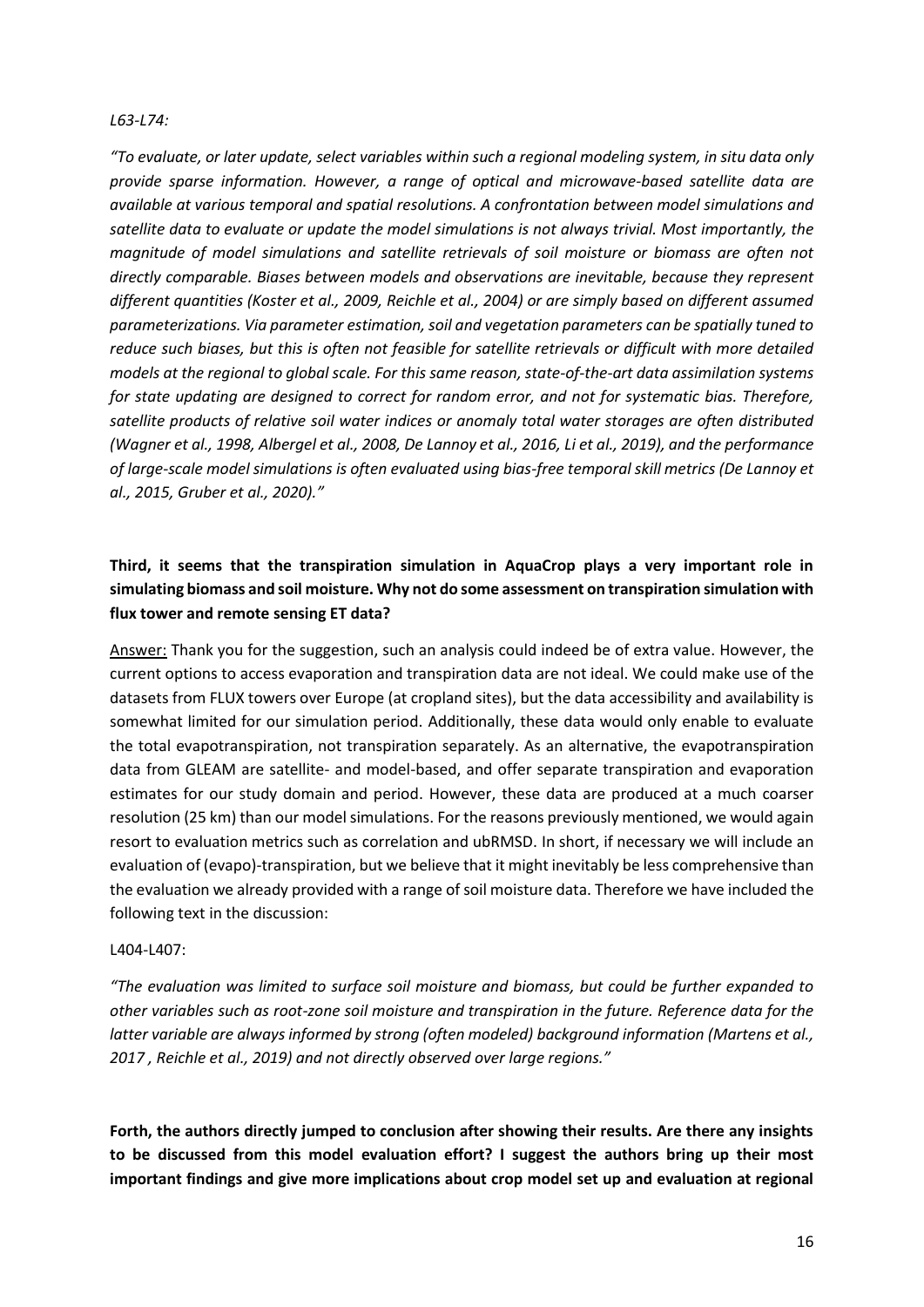*L63-L74:*

*"To evaluate, or later update, select variables within such a regional modeling system, in situ data only provide sparse information. However, a range of optical and microwave-based satellite data are available at various temporal and spatial resolutions. A confrontation between model simulations and satellite data to evaluate or update the model simulations is not always trivial. Most importantly, the magnitude of model simulations and satellite retrievals of soil moisture or biomass are often not directly comparable. Biases between models and observations are inevitable, because they represent different quantities (Koster et al., 2009, Reichle et al., 2004) or are simply based on different assumed parameterizations. Via parameter estimation, soil and vegetation parameters can be spatially tuned to reduce such biases, but this is often not feasible for satellite retrievals or difficult with more detailed models at the regional to global scale. For this same reason, state-of-the-art data assimilation systems for state updating are designed to correct for random error, and not for systematic bias. Therefore, satellite products of relative soil water indices or anomaly total water storages are often distributed (Wagner et al., 1998, Albergel et al., 2008, De Lannoy et al., 2016, Li et al., 2019), and the performance of large-scale model simulations is often evaluated using bias-free temporal skill metrics (De Lannoy et al., 2015, Gruber et al., 2020)."*

**Third, it seems that the transpiration simulation in AquaCrop plays a very important role in simulating biomass and soil moisture. Why not do some assessment on transpiration simulation with flux tower and remote sensing ET data?**

Answer: Thank you for the suggestion, such an analysis could indeed be of extra value. However, the current options to access evaporation and transpiration data are not ideal. We could make use of the datasets from FLUX towers over Europe (at cropland sites), but the data accessibility and availability is somewhat limited for our simulation period. Additionally, these data would only enable to evaluate the total evapotranspiration, not transpiration separately. As an alternative, the evapotranspiration data from GLEAM are satellite- and model-based, and offer separate transpiration and evaporation estimates for our study domain and period. However, these data are produced at a much coarser resolution (25 km) than our model simulations. For the reasons previously mentioned, we would again resort to evaluation metrics such as correlation and ubRMSD. In short, if necessary we will include an evaluation of (evapo)-transpiration, but we believe that it might inevitably be less comprehensive than the evaluation we already provided with a range of soil moisture data. Therefore we have included the following text in the discussion:

L404-L407:

*"The evaluation was limited to surface soil moisture and biomass, but could be further expanded to other variables such as root-zone soil moisture and transpiration in the future. Reference data for the latter variable are always informed by strong (often modeled) background information (Martens et al., 2017 , Reichle et al., 2019) and not directly observed over large regions."*

**Forth, the authors directly jumped to conclusion after showing their results. Are there any insights to be discussed from this model evaluation effort? I suggest the authors bring up their most important findings and give more implications about crop model set up and evaluation at regional**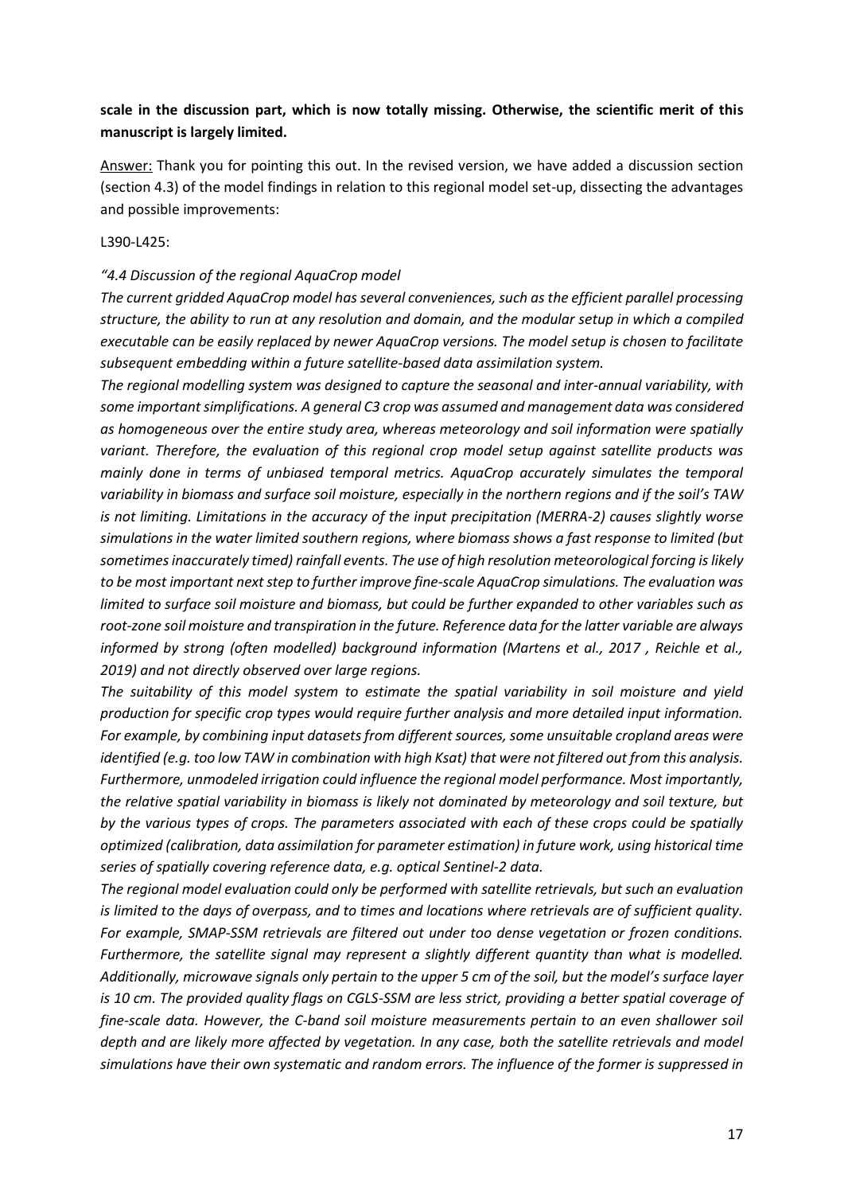**scale in the discussion part, which is now totally missing. Otherwise, the scientific merit of this manuscript is largely limited.**

Answer: Thank you for pointing this out. In the revised version, we have added a discussion section (section 4.3) of the model findings in relation to this regional model set-up, dissecting the advantages and possible improvements:

L390-L425:

*"4.4 Discussion of the regional AquaCrop model*

*The current gridded AquaCrop model has several conveniences, such as the efficient parallel processing structure, the ability to run at any resolution and domain, and the modular setup in which a compiled executable can be easily replaced by newer AquaCrop versions. The model setup is chosen to facilitate subsequent embedding within a future satellite-based data assimilation system.*

*The regional modelling system was designed to capture the seasonal and inter-annual variability, with some important simplifications. A general C3 crop was assumed and management data was considered as homogeneous over the entire study area, whereas meteorology and soil information were spatially variant. Therefore, the evaluation of this regional crop model setup against satellite products was mainly done in terms of unbiased temporal metrics. AquaCrop accurately simulates the temporal variability in biomass and surface soil moisture, especially in the northern regions and if the soil's TAW is not limiting. Limitations in the accuracy of the input precipitation (MERRA-2) causes slightly worse simulations in the water limited southern regions, where biomass shows a fast response to limited (but sometimes inaccurately timed) rainfall events. The use of high resolution meteorological forcing is likely to be most important next step to further improve fine-scale AquaCrop simulations. The evaluation was limited to surface soil moisture and biomass, but could be further expanded to other variables such as root-zone soil moisture and transpiration in the future. Reference data for the latter variable are always informed by strong (often modelled) background information (Martens et al., 2017 , Reichle et al., 2019) and not directly observed over large regions.*

*The suitability of this model system to estimate the spatial variability in soil moisture and yield production for specific crop types would require further analysis and more detailed input information. For example, by combining input datasets from different sources, some unsuitable cropland areas were identified (e.g. too low TAW in combination with high Ksat) that were not filtered out from this analysis. Furthermore, unmodeled irrigation could influence the regional model performance. Most importantly, the relative spatial variability in biomass is likely not dominated by meteorology and soil texture, but by the various types of crops. The parameters associated with each of these crops could be spatially optimized (calibration, data assimilation for parameter estimation) in future work, using historical time series of spatially covering reference data, e.g. optical Sentinel-2 data.*

*The regional model evaluation could only be performed with satellite retrievals, but such an evaluation is limited to the days of overpass, and to times and locations where retrievals are of sufficient quality. For example, SMAP-SSM retrievals are filtered out under too dense vegetation or frozen conditions. Furthermore, the satellite signal may represent a slightly different quantity than what is modelled. Additionally, microwave signals only pertain to the upper 5 cm of the soil, but the model's surface layer is 10 cm. The provided quality flags on CGLS-SSM are less strict, providing a better spatial coverage of fine-scale data. However, the C-band soil moisture measurements pertain to an even shallower soil depth and are likely more affected by vegetation. In any case, both the satellite retrievals and model simulations have their own systematic and random errors. The influence of the former is suppressed in*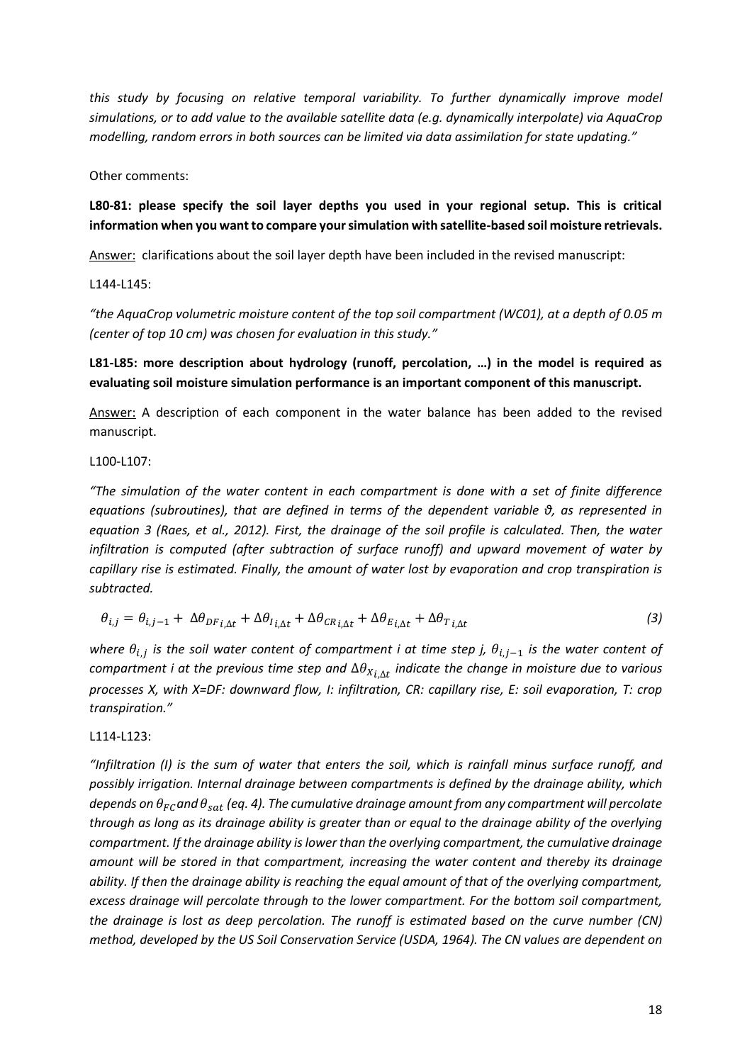*this study by focusing on relative temporal variability. To further dynamically improve model simulations, or to add value to the available satellite data (e.g. dynamically interpolate) via AquaCrop modelling, random errors in both sources can be limited via data assimilation for state updating."*

Other comments:

**L80-81: please specify the soil layer depths you used in your regional setup. This is critical information when you want to compare your simulation with satellite-based soil moisture retrievals.**

Answer: clarifications about the soil layer depth have been included in the revised manuscript:

L144-L145:

*"the AquaCrop volumetric moisture content of the top soil compartment (WC01), at a depth of 0.05 m (center of top 10 cm) was chosen for evaluation in this study."*

**L81-L85: more description about hydrology (runoff, percolation, …) in the model is required as evaluating soil moisture simulation performance is an important component of this manuscript.**

Answer: A description of each component in the water balance has been added to the revised manuscript.

L100-L107:

*"The simulation of the water content in each compartment is done with a set of finite difference equations (subroutines), that are defined in terms of the dependent variable $\vartheta$, as represented in equation 3 (Raes, et al., 2012). First, the drainage of the soil profile is calculated. Then, the water infiltration is computed (after subtraction of surface runoff) and upward movement of water by capillary rise is estimated. Finally, the amount of water lost by evaporation and crop transpiration is subtracted.*

$$\theta_{i,j} = \theta_{i,j-1} + \Delta\theta_{DF_{i,\Delta t}} + \Delta\theta_{I_{i,\Delta t}} + \Delta\theta_{CR_{i,\Delta t}} + \Delta\theta_{E_{i,\Delta t}} + \Delta\theta_{T_{i,\Delta t}} \tag{3}$$

*where $\theta_{i,j}$ is the soil water content of compartment i at time step j, $\theta_{i,j-1}$ is the water content of compartment i at the previous time step and $\Delta\theta_{X_{i,\Delta t}}$ indicate the change in moisture due to various processes X, with X=DF: downward flow, I: infiltration, CR: capillary rise, E: soil evaporation, T: crop transpiration."*

L114-L123:

*"Infiltration (I) is the sum of water that enters the soil, which is rainfall minus surface runoff, and possibly irrigation. Internal drainage between compartments is defined by the drainage ability, which depends on $\theta_{FC}$ and $\theta_{sat}$ (eq. 4). The cumulative drainage amount from any compartment will percolate through as long as its drainage ability is greater than or equal to the drainage ability of the overlying compartment. If the drainage ability is lower than the overlying compartment, the cumulative drainage amount will be stored in that compartment, increasing the water content and thereby its drainage ability. If then the drainage ability is reaching the equal amount of that of the overlying compartment, excess drainage will percolate through to the lower compartment. For the bottom soil compartment, the drainage is lost as deep percolation. The runoff is estimated based on the curve number (CN) method, developed by the US Soil Conservation Service (USDA, 1964). The CN values are dependent on*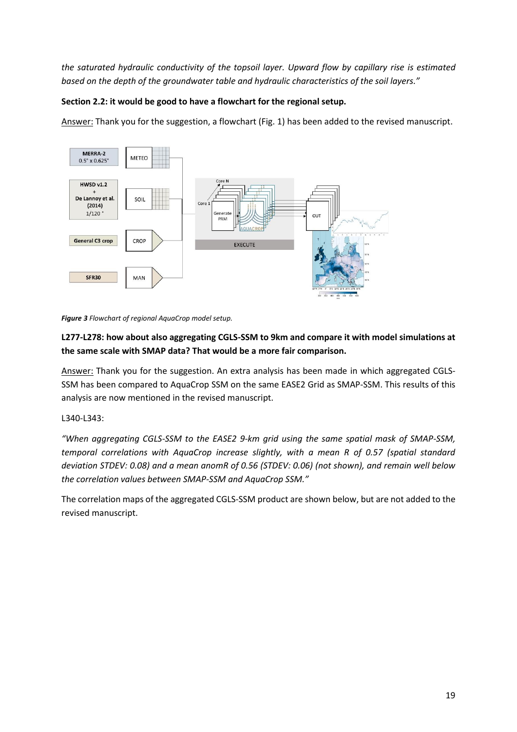*the saturated hydraulic conductivity of the topsoil layer. Upward flow by capillary rise is estimated based on the depth of the groundwater table and hydraulic characteristics of the soil layers."*

**Section 2.2: it would be good to have a flowchart for the regional setup.**

Answer: Thank you for the suggestion, a flowchart (Fig. 1) has been added to the revised manuscript.

MERRA-2
0.5° x 0.625°
METEO
HWSD v1.2
+
De Lannoy et al. (2014)
1/120 °
SOIL
General C3 crop
CROP
SFR30
MAN
Core N
Core 1
Generate PRM
AQUACROP
EXECUTE
OUT

***Figure 3*** *Flowchart of regional AquaCrop model setup.*

**L277-L278: how about also aggregating CGLS-SSM to 9km and compare it with model simulations at the same scale with SMAP data? That would be a more fair comparison.**

Answer: Thank you for the suggestion. An extra analysis has been made in which aggregated CGLS-SSM has been compared to AquaCrop SSM on the same EASE2 Grid as SMAP-SSM. This results of this analysis are now mentioned in the revised manuscript.

L340-L343:

*"When aggregating CGLS-SSM to the EASE2 9-km grid using the same spatial mask of SMAP-SSM, temporal correlations with AquaCrop increase slightly, with a mean R of 0.57 (spatial standard deviation STDEV: 0.08) and a mean anomR of 0.56 (STDEV: 0.06) (not shown), and remain well below the correlation values between SMAP-SSM and AquaCrop SSM."*

The correlation maps of the aggregated CGLS-SSM product are shown below, but are not added to the revised manuscript.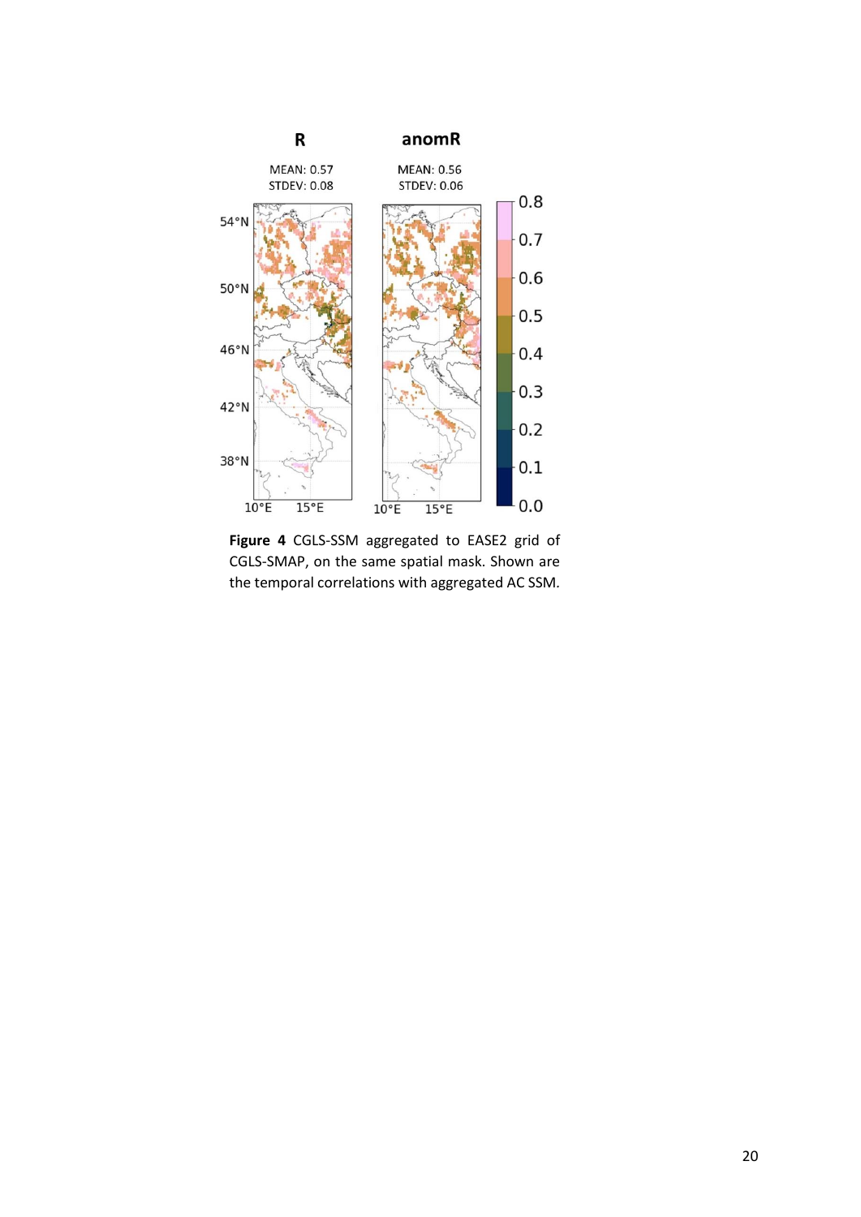R

MEAN: 0.57
STDEV: 0.08

anomR

MEAN: 0.56
STDEV: 0.06

54°N
50°N
46°N
42°N
38°N

10°E 15°E

10°E 15°E

0.8
0.7
0.6
0.5
0.4
0.3
0.2
0.1
0.0

**Figure 4** CGLS-SSM aggregated to EASE2 grid of CGLS-SMAP, on the same spatial mask. Shown are the temporal correlations with aggregated AC SSM.